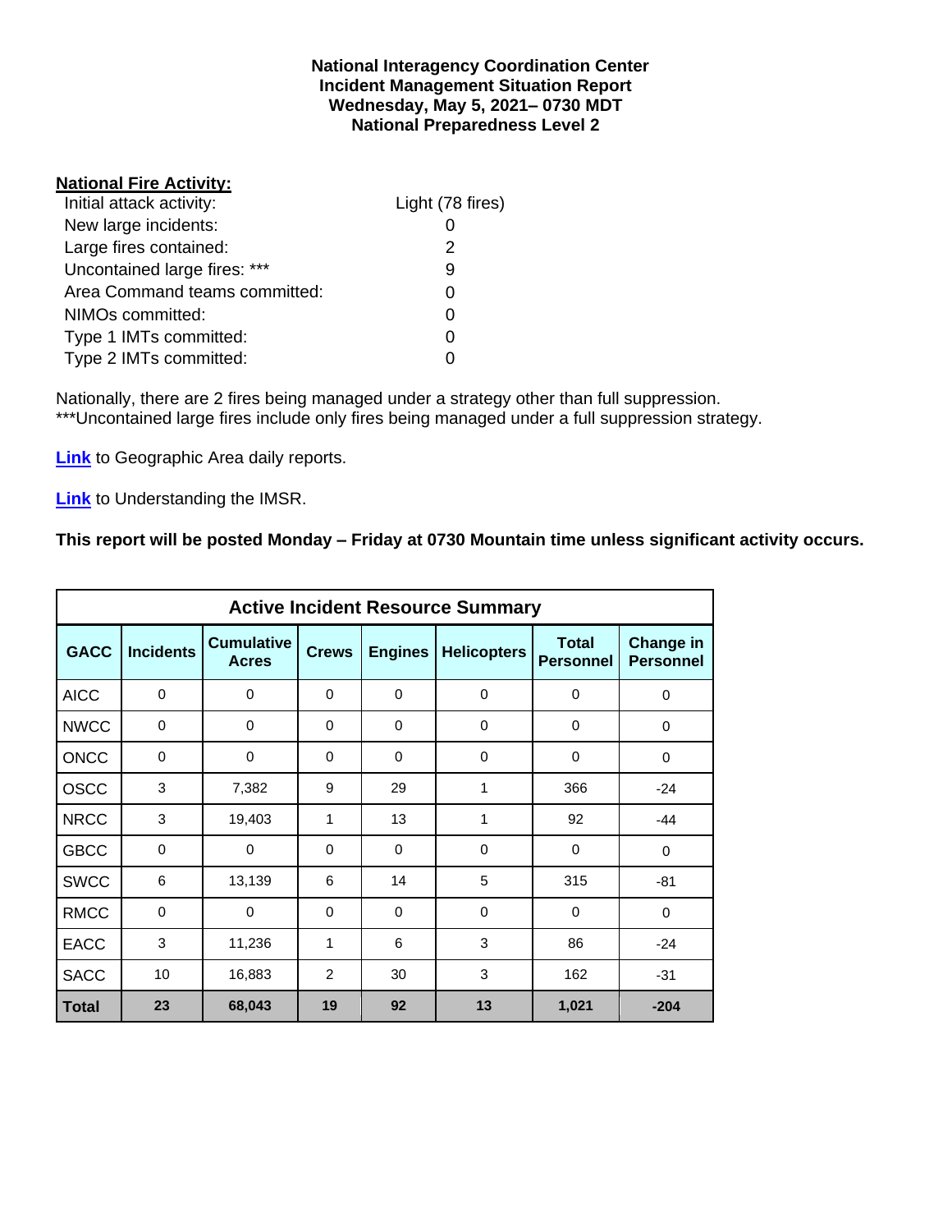**National Interagency Coordination Center**
**Incident Management Situation Report**
**Wednesday, May 5, 2021– 0730 MDT**
**National Preparedness Level 2**

**National Fire Activity:**

| | |
|---|---|
| Initial attack activity: | Light (78 fires) |
| New large incidents: | 0 |
| Large fires contained: | 2 |
| Uncontained large fires: *** | 9 |
| Area Command teams committed: | 0 |
| NIMOs committed: | 0 |
| Type 1 IMTs committed: | 0 |
| Type 2 IMTs committed: | 0 |

Nationally, there are 2 fires being managed under a strategy other than full suppression.
***Uncontained large fires include only fires being managed under a full suppression strategy.

**Link** to Geographic Area daily reports.

**Link** to Understanding the IMSR.

**This report will be posted Monday – Friday at 0730 Mountain time unless significant activity occurs.**

**Active Incident Resource Summary**

| GACC | Incidents | Cumulative Acres | Crews | Engines | Helicopters | Total Personnel | Change in Personnel |
|---|---|---|---|---|---|---|---|
| AICC | 0 | 0 | 0 | 0 | 0 | 0 | 0 |
| NWCC | 0 | 0 | 0 | 0 | 0 | 0 | 0 |
| ONCC | 0 | 0 | 0 | 0 | 0 | 0 | 0 |
| OSCC | 3 | 7,382 | 9 | 29 | 1 | 366 | -24 |
| NRCC | 3 | 19,403 | 1 | 13 | 1 | 92 | -44 |
| GBCC | 0 | 0 | 0 | 0 | 0 | 0 | 0 |
| SWCC | 6 | 13,139 | 6 | 14 | 5 | 315 | -81 |
| RMCC | 0 | 0 | 0 | 0 | 0 | 0 | 0 |
| EACC | 3 | 11,236 | 1 | 6 | 3 | 86 | -24 |
| SACC | 10 | 16,883 | 2 | 30 | 3 | 162 | -31 |
| **Total** | **23** | **68,043** | **19** | **92** | **13** | **1,021** | **-204** |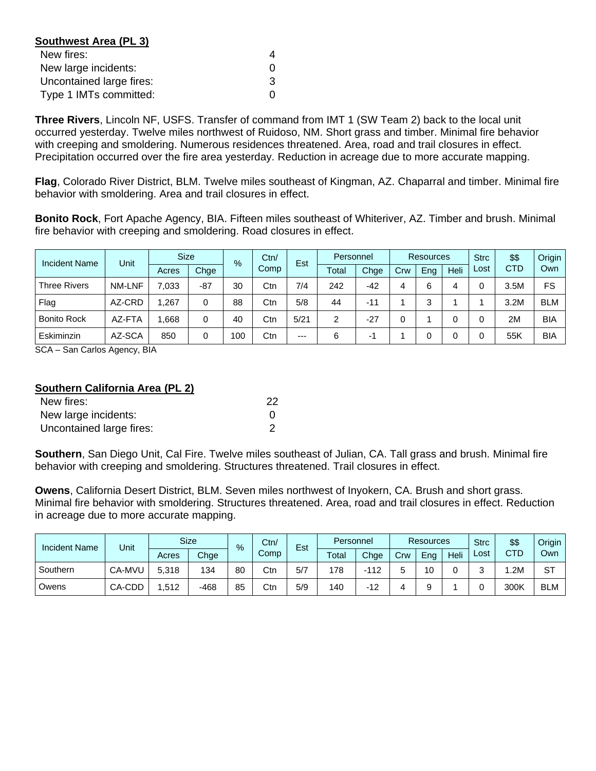**Southwest Area (PL 3)**

| | |
|---|---|
| New fires: | 4 |
| New large incidents: | 0 |
| Uncontained large fires: | 3 |
| Type 1 IMTs committed: | 0 |

**Three Rivers**, Lincoln NF, USFS. Transfer of command from IMT 1 (SW Team 2) back to the local unit occurred yesterday. Twelve miles northwest of Ruidoso, NM. Short grass and timber. Minimal fire behavior with creeping and smoldering. Numerous residences threatened. Area, road and trail closures in effect. Precipitation occurred over the fire area yesterday. Reduction in acreage due to more accurate mapping.

**Flag**, Colorado River District, BLM. Twelve miles southeast of Kingman, AZ. Chaparral and timber. Minimal fire behavior with smoldering. Area and trail closures in effect.

**Bonito Rock**, Fort Apache Agency, BIA. Fifteen miles southeast of Whiteriver, AZ. Timber and brush. Minimal fire behavior with creeping and smoldering. Road closures in effect.

| Incident Name | Unit | Size | | % | Ctn/ Comp | Est | Personnel | | Resources | | | Strc Lost | $$ CTD | Origin Own |
|---|---|---|---|---|---|---|---|---|---|---|---|---|---|---|
| | | Acres | Chge | | | | Total | Chge | Crw | Eng | Heli | | | |
| Three Rivers | NM-LNF | 7,033 | -87 | 30 | Ctn | 7/4 | 242 | -42 | 4 | 6 | 4 | 0 | 3.5M | FS |
| Flag | AZ-CRD | 1,267 | 0 | 88 | Ctn | 5/8 | 44 | -11 | 1 | 3 | 1 | 1 | 3.2M | BLM |
| Bonito Rock | AZ-FTA | 1,668 | 0 | 40 | Ctn | 5/21 | 2 | -27 | 0 | 1 | 0 | 0 | 2M | BIA |
| Eskiminzin | AZ-SCA | 850 | 0 | 100 | Ctn | --- | 6 | -1 | 1 | 0 | 0 | 0 | 55K | BIA |

SCA – San Carlos Agency, BIA

**Southern California Area (PL 2)**

| | |
|---|---|
| New fires: | 22 |
| New large incidents: | 0 |
| Uncontained large fires: | 2 |

**Southern**, San Diego Unit, Cal Fire. Twelve miles southeast of Julian, CA. Tall grass and brush. Minimal fire behavior with creeping and smoldering. Structures threatened. Trail closures in effect.

**Owens**, California Desert District, BLM. Seven miles northwest of Inyokern, CA. Brush and short grass. Minimal fire behavior with smoldering. Structures threatened. Area, road and trail closures in effect. Reduction in acreage due to more accurate mapping.

| Incident Name | Unit | Size | | % | Ctn/ Comp | Est | Personnel | | Resources | | | Strc Lost | $$ CTD | Origin Own |
|---|---|---|---|---|---|---|---|---|---|---|---|---|---|---|
| | | Acres | Chge | | | | Total | Chge | Crw | Eng | Heli | | | |
| Southern | CA-MVU | 5,318 | 134 | 80 | Ctn | 5/7 | 178 | -112 | 5 | 10 | 0 | 3 | 1.2M | ST |
| Owens | CA-CDD | 1,512 | -468 | 85 | Ctn | 5/9 | 140 | -12 | 4 | 9 | 1 | 0 | 300K | BLM |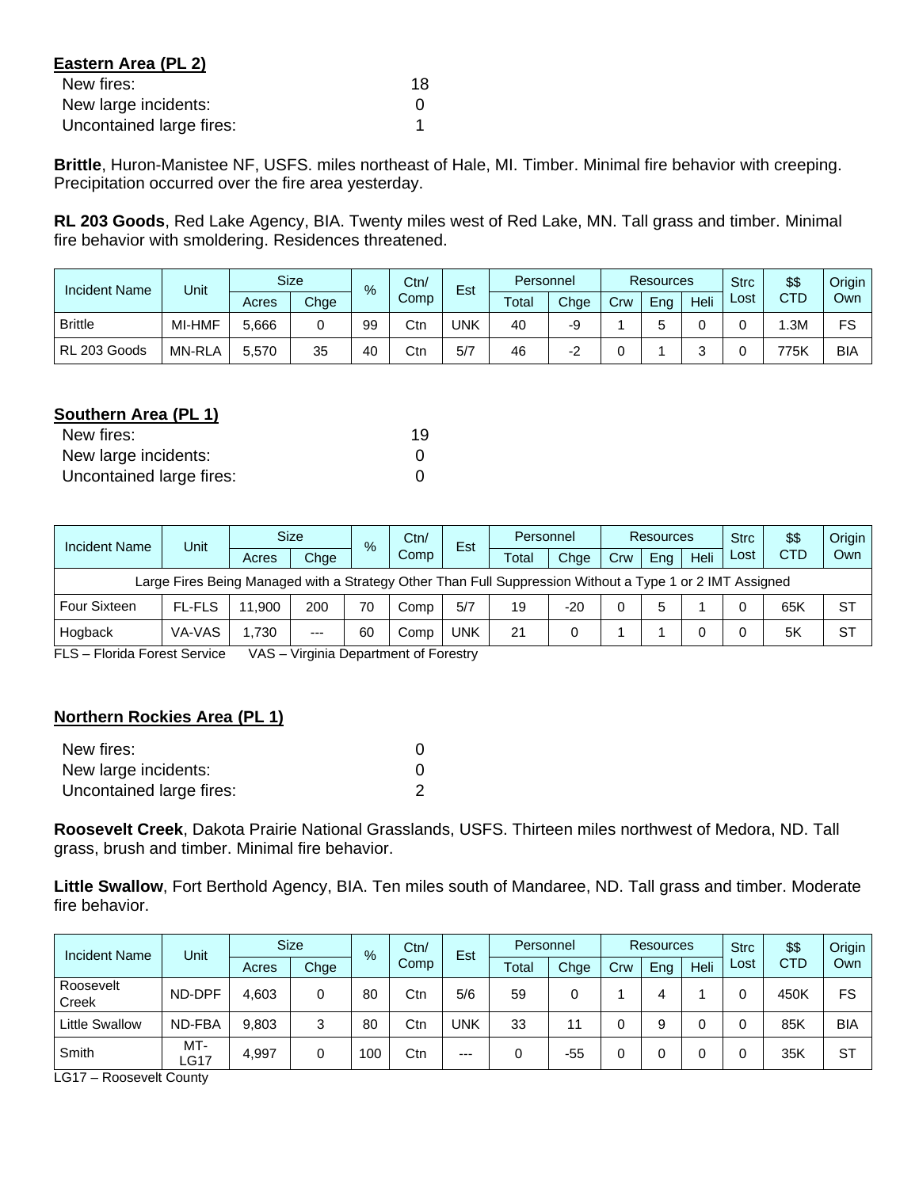**Eastern Area (PL 2)**

| | |
|---|---|
| New fires: | 18 |
| New large incidents: | 0 |
| Uncontained large fires: | 1 |

**Brittle**, Huron-Manistee NF, USFS. miles northeast of Hale, MI. Timber. Minimal fire behavior with creeping. Precipitation occurred over the fire area yesterday.

**RL 203 Goods**, Red Lake Agency, BIA. Twenty miles west of Red Lake, MN. Tall grass and timber. Minimal fire behavior with smoldering. Residences threatened.

| Incident Name | Unit | Size | | % | Ctn/ Comp | Est | Personnel | | Resources | | | Strc Lost | $$ CTD | Origin Own |
|---|---|---|---|---|---|---|---|---|---|---|---|---|---|---|
| | | Acres | Chge | | | | Total | Chge | Crw | Eng | Heli | | | |
| Brittle | MI-HMF | 5,666 | 0 | 99 | Ctn | UNK | 40 | -9 | 1 | 5 | 0 | 0 | 1.3M | FS |
| RL 203 Goods | MN-RLA | 5,570 | 35 | 40 | Ctn | 5/7 | 46 | -2 | 0 | 1 | 3 | 0 | 775K | BIA |

**Southern Area (PL 1)**

| | |
|---|---|
| New fires: | 19 |
| New large incidents: | 0 |
| Uncontained large fires: | 0 |

| Incident Name | Unit | Size | | % | Ctn/ Comp | Est | Personnel | | Resources | | | Strc Lost | $$ CTD | Origin Own |
|---|---|---|---|---|---|---|---|---|---|---|---|---|---|---|
| | | Acres | Chge | | | | Total | Chge | Crw | Eng | Heli | | | |
| Large Fires Being Managed with a Strategy Other Than Full Suppression Without a Type 1 or 2 IMT Assigned | | | | | | | | | | | | | | |
| Four Sixteen | FL-FLS | 11,900 | 200 | 70 | Comp | 5/7 | 19 | -20 | 0 | 5 | 1 | 0 | 65K | ST |
| Hogback | VA-VAS | 1,730 | --- | 60 | Comp | UNK | 21 | 0 | 1 | 1 | 0 | 0 | 5K | ST |

FLS – Florida Forest Service VAS – Virginia Department of Forestry

**Northern Rockies Area (PL 1)**

| | |
|---|---|
| New fires: | 0 |
| New large incidents: | 0 |
| Uncontained large fires: | 2 |

**Roosevelt Creek**, Dakota Prairie National Grasslands, USFS. Thirteen miles northwest of Medora, ND. Tall grass, brush and timber. Minimal fire behavior.

**Little Swallow**, Fort Berthold Agency, BIA. Ten miles south of Mandaree, ND. Tall grass and timber. Moderate fire behavior.

| Incident Name | Unit | Size | | % | Ctn/ Comp | Est | Personnel | | Resources | | | Strc Lost | $$ CTD | Origin Own |
|---|---|---|---|---|---|---|---|---|---|---|---|---|---|---|
| | | Acres | Chge | | | | Total | Chge | Crw | Eng | Heli | | | |
| Roosevelt Creek | ND-DPF | 4,603 | 0 | 80 | Ctn | 5/6 | 59 | 0 | 1 | 4 | 1 | 0 | 450K | FS |
| Little Swallow | ND-FBA | 9,803 | 3 | 80 | Ctn | UNK | 33 | 11 | 0 | 9 | 0 | 0 | 85K | BIA |
| Smith | MT-LG17 | 4,997 | 0 | 100 | Ctn | --- | 0 | -55 | 0 | 0 | 0 | 0 | 35K | ST |

LG17 – Roosevelt County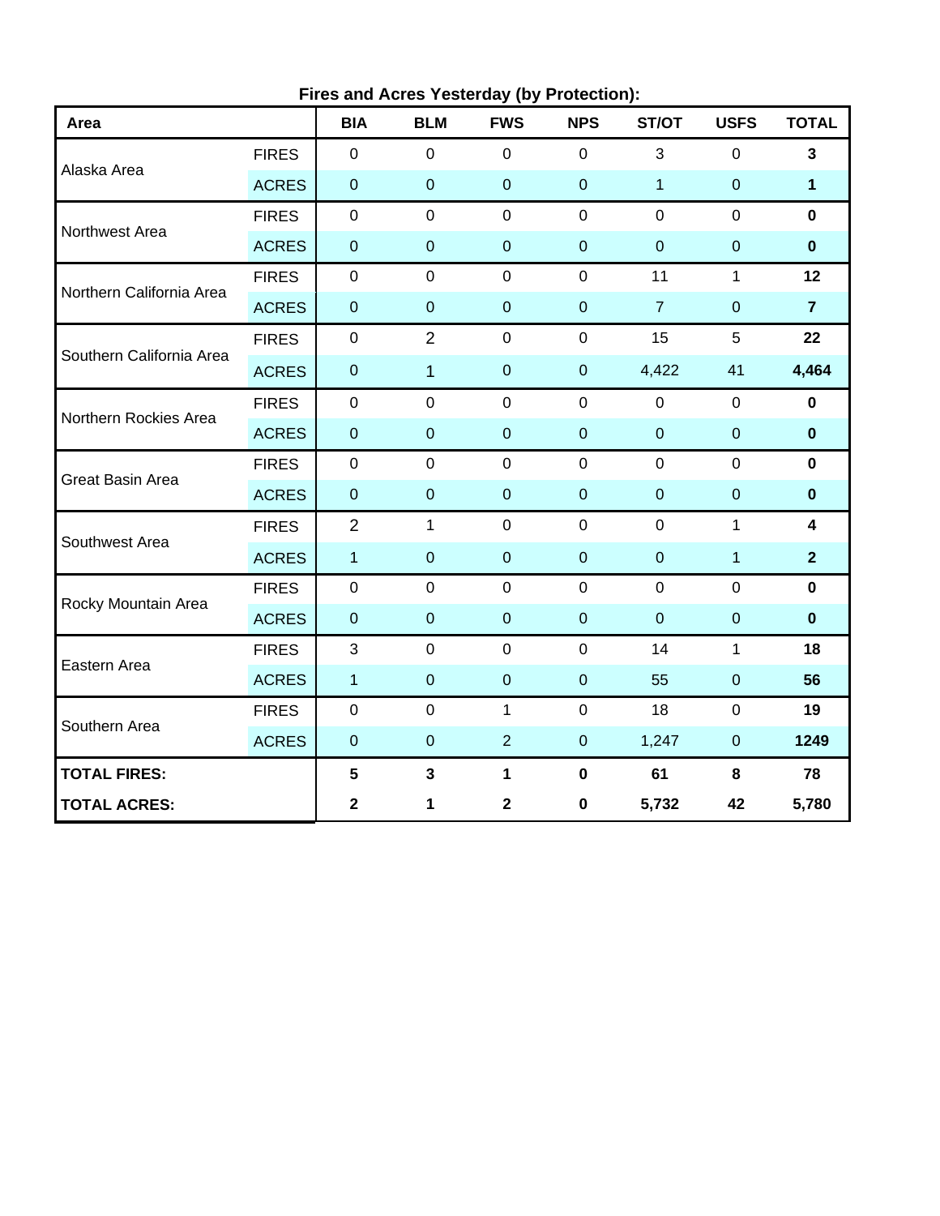**Fires and Acres Yesterday (by Protection):**

| Area | | BIA | BLM | FWS | NPS | ST/OT | USFS | TOTAL |
|---|---|---|---|---|---|---|---|---|
| Alaska Area | FIRES | 0 | 0 | 0 | 0 | 3 | 0 | **3** |
| | ACRES | 0 | 0 | 0 | 0 | 1 | 0 | **1** |
| Northwest Area | FIRES | 0 | 0 | 0 | 0 | 0 | 0 | **0** |
| | ACRES | 0 | 0 | 0 | 0 | 0 | 0 | **0** |
| Northern California Area | FIRES | 0 | 0 | 0 | 0 | 11 | 1 | **12** |
| | ACRES | 0 | 0 | 0 | 0 | 7 | 0 | **7** |
| Southern California Area | FIRES | 0 | 2 | 0 | 0 | 15 | 5 | **22** |
| | ACRES | 0 | 1 | 0 | 0 | 4,422 | 41 | **4,464** |
| Northern Rockies Area | FIRES | 0 | 0 | 0 | 0 | 0 | 0 | **0** |
| | ACRES | 0 | 0 | 0 | 0 | 0 | 0 | **0** |
| Great Basin Area | FIRES | 0 | 0 | 0 | 0 | 0 | 0 | **0** |
| | ACRES | 0 | 0 | 0 | 0 | 0 | 0 | **0** |
| Southwest Area | FIRES | 2 | 1 | 0 | 0 | 0 | 1 | **4** |
| | ACRES | 1 | 0 | 0 | 0 | 0 | 1 | **2** |
| Rocky Mountain Area | FIRES | 0 | 0 | 0 | 0 | 0 | 0 | **0** |
| | ACRES | 0 | 0 | 0 | 0 | 0 | 0 | **0** |
| Eastern Area | FIRES | 3 | 0 | 0 | 0 | 14 | 1 | **18** |
| | ACRES | 1 | 0 | 0 | 0 | 55 | 0 | **56** |
| Southern Area | FIRES | 0 | 0 | 1 | 0 | 18 | 0 | **19** |
| | ACRES | 0 | 0 | 2 | 0 | 1,247 | 0 | **1249** |
| **TOTAL FIRES:** | | **5** | **3** | **1** | **0** | **61** | **8** | **78** |
| **TOTAL ACRES:** | | **2** | **1** | **2** | **0** | **5,732** | **42** | **5,780** |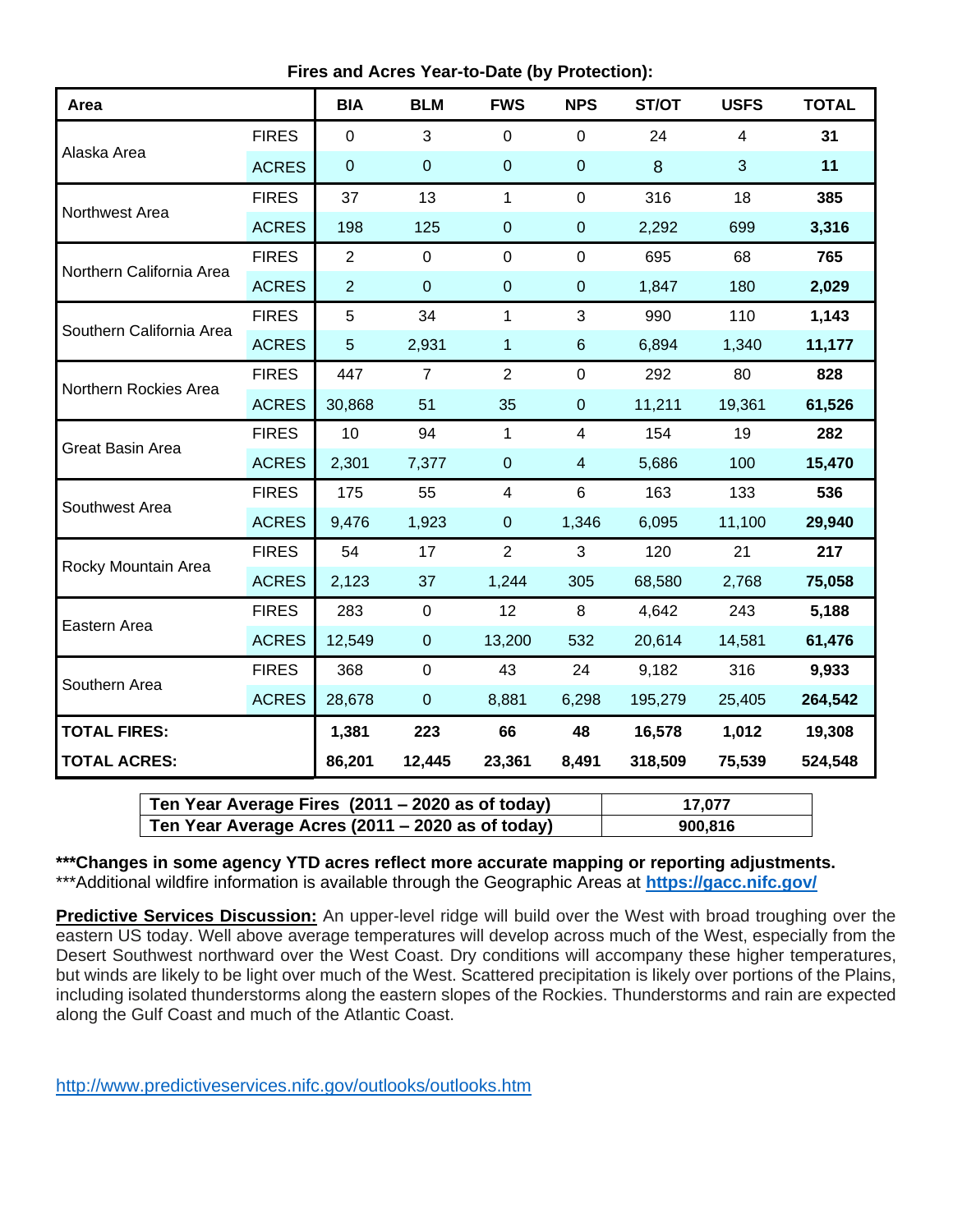**Fires and Acres Year-to-Date (by Protection):**

| Area | | BIA | BLM | FWS | NPS | ST/OT | USFS | TOTAL |
|---|---|---|---|---|---|---|---|---|
| Alaska Area | FIRES | 0 | 3 | 0 | 0 | 24 | 4 | **31** |
| | ACRES | 0 | 0 | 0 | 0 | 8 | 3 | **11** |
| Northwest Area | FIRES | 37 | 13 | 1 | 0 | 316 | 18 | **385** |
| | ACRES | 198 | 125 | 0 | 0 | 2,292 | 699 | **3,316** |
| Northern California Area | FIRES | 2 | 0 | 0 | 0 | 695 | 68 | **765** |
| | ACRES | 2 | 0 | 0 | 0 | 1,847 | 180 | **2,029** |
| Southern California Area | FIRES | 5 | 34 | 1 | 3 | 990 | 110 | **1,143** |
| | ACRES | 5 | 2,931 | 1 | 6 | 6,894 | 1,340 | **11,177** |
| Northern Rockies Area | FIRES | 447 | 7 | 2 | 0 | 292 | 80 | **828** |
| | ACRES | 30,868 | 51 | 35 | 0 | 11,211 | 19,361 | **61,526** |
| Great Basin Area | FIRES | 10 | 94 | 1 | 4 | 154 | 19 | **282** |
| | ACRES | 2,301 | 7,377 | 0 | 4 | 5,686 | 100 | **15,470** |
| Southwest Area | FIRES | 175 | 55 | 4 | 6 | 163 | 133 | **536** |
| | ACRES | 9,476 | 1,923 | 0 | 1,346 | 6,095 | 11,100 | **29,940** |
| Rocky Mountain Area | FIRES | 54 | 17 | 2 | 3 | 120 | 21 | **217** |
| | ACRES | 2,123 | 37 | 1,244 | 305 | 68,580 | 2,768 | **75,058** |
| Eastern Area | FIRES | 283 | 0 | 12 | 8 | 4,642 | 243 | **5,188** |
| | ACRES | 12,549 | 0 | 13,200 | 532 | 20,614 | 14,581 | **61,476** |
| Southern Area | FIRES | 368 | 0 | 43 | 24 | 9,182 | 316 | **9,933** |
| | ACRES | 28,678 | 0 | 8,881 | 6,298 | 195,279 | 25,405 | **264,542** |
| **TOTAL FIRES:** | | **1,381** | **223** | **66** | **48** | **16,578** | **1,012** | **19,308** |
| **TOTAL ACRES:** | | **86,201** | **12,445** | **23,361** | **8,491** | **318,509** | **75,539** | **524,548** |

| | |
|---|---|
| **Ten Year Average Fires (2011 – 2020 as of today)** | **17,077** |
| **Ten Year Average Acres (2011 – 2020 as of today)** | **900,816** |

**\*\*\*Changes in some agency YTD acres reflect more accurate mapping or reporting adjustments.**
\*\*\*Additional wildfire information is available through the Geographic Areas at **https://gacc.nifc.gov/**

**Predictive Services Discussion:** An upper-level ridge will build over the West with broad troughing over the eastern US today. Well above average temperatures will develop across much of the West, especially from the Desert Southwest northward over the West Coast. Dry conditions will accompany these higher temperatures, but winds are likely to be light over much of the West. Scattered precipitation is likely over portions of the Plains, including isolated thunderstorms along the eastern slopes of the Rockies. Thunderstorms and rain are expected along the Gulf Coast and much of the Atlantic Coast.

http://www.predictiveservices.nifc.gov/outlooks/outlooks.htm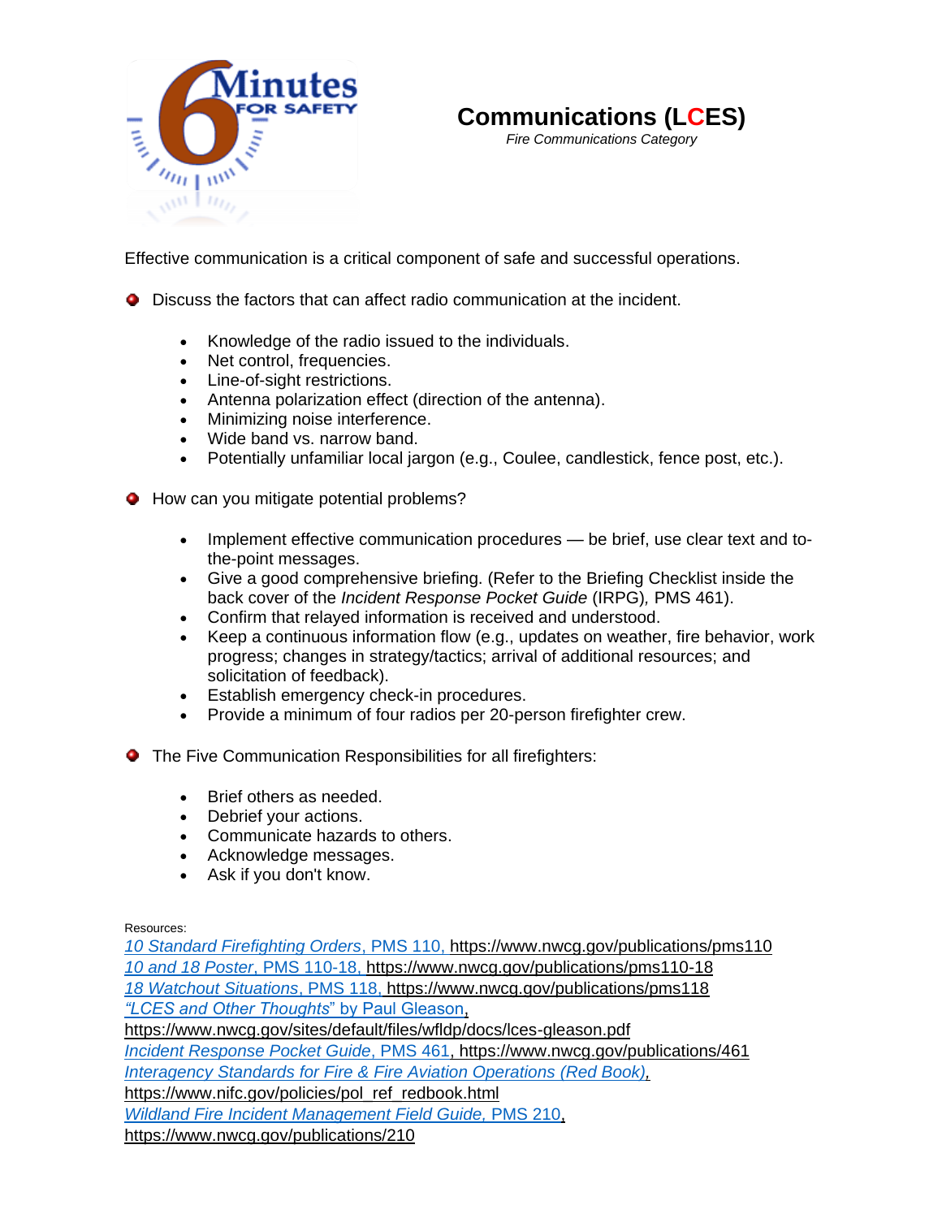# Communications (LCES)

*Fire Communications Category*

Effective communication is a critical component of safe and successful operations.

- Discuss the factors that can affect radio communication at the incident.
  - Knowledge of the radio issued to the individuals.
  - Net control, frequencies.
  - Line-of-sight restrictions.
  - Antenna polarization effect (direction of the antenna).
  - Minimizing noise interference.
  - Wide band vs. narrow band.
  - Potentially unfamiliar local jargon (e.g., Coulee, candlestick, fence post, etc.).

- How can you mitigate potential problems?
  - Implement effective communication procedures — be brief, use clear text and to-the-point messages.
  - Give a good comprehensive briefing. (Refer to the Briefing Checklist inside the back cover of the *Incident Response Pocket Guide* (IRPG)*,* PMS 461).
  - Confirm that relayed information is received and understood.
  - Keep a continuous information flow (e.g., updates on weather, fire behavior, work progress; changes in strategy/tactics; arrival of additional resources; and solicitation of feedback).
  - Establish emergency check-in procedures.
  - Provide a minimum of four radios per 20-person firefighter crew.

- The Five Communication Responsibilities for all firefighters:
  - Brief others as needed.
  - Debrief your actions.
  - Communicate hazards to others.
  - Acknowledge messages.
  - Ask if you don't know.

Resources:

*10 Standard Firefighting Orders*, PMS 110, https://www.nwcg.gov/publications/pms110
*10 and 18 Poster*, PMS 110-18, https://www.nwcg.gov/publications/pms110-18
*18 Watchout Situations*, PMS 118, https://www.nwcg.gov/publications/pms118
*"LCES and Other Thoughts"* by Paul Gleason, https://www.nwcg.gov/sites/default/files/wfldp/docs/lces-gleason.pdf
*Incident Response Pocket Guide*, PMS 461, https://www.nwcg.gov/publications/461
*Interagency Standards for Fire & Fire Aviation Operations (Red Book)*, https://www.nifc.gov/policies/pol_ref_redbook.html
*Wildland Fire Incident Management Field Guide,* PMS 210, https://www.nwcg.gov/publications/210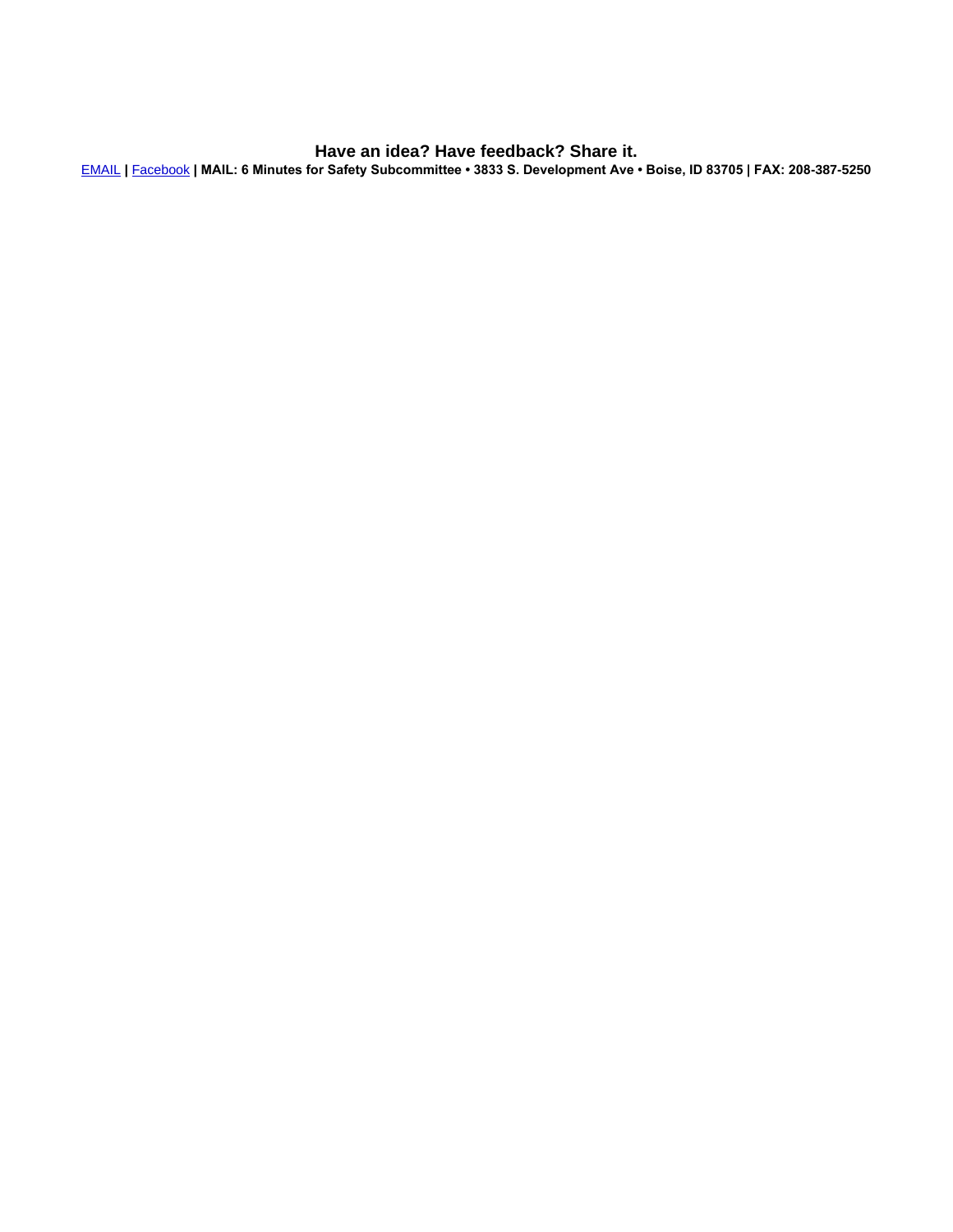**Have an idea? Have feedback? Share it.**

EMAIL | Facebook | **MAIL: 6 Minutes for Safety Subcommittee • 3833 S. Development Ave • Boise, ID 83705 | FAX: 208-387-5250**